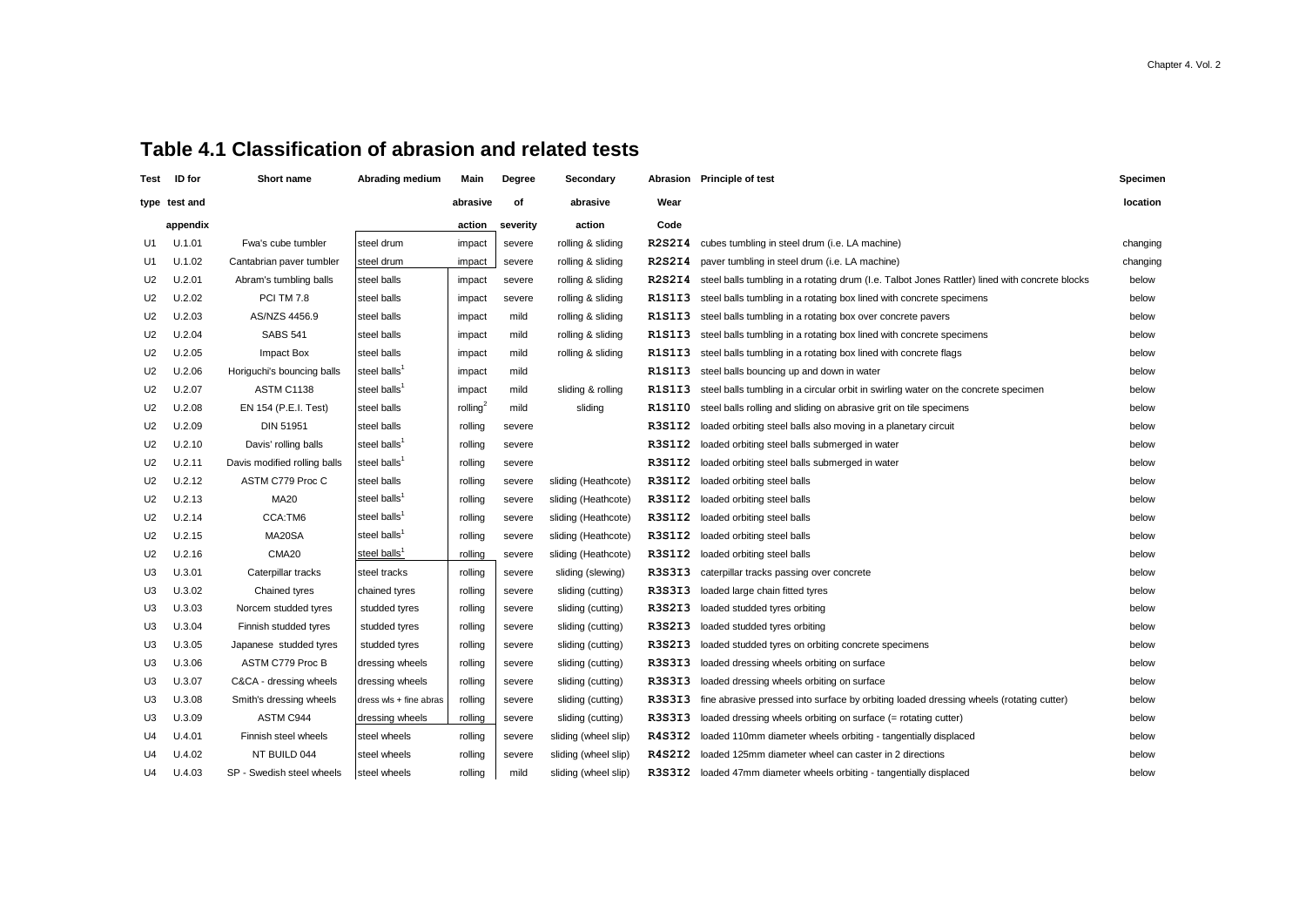## Table 4.1 Classification of abrasion and related tests

| Test type | ID for test and appendix | Short name | Abrading medium | Main abrasive action | Degree of severity | Secondary abrasive action | Abrasion Wear Code | Principle of test | Specimen location |
|---|---|---|---|---|---|---|---|---|---|
| U1 | U.1.01 | Fwa's cube tumbler | steel drum | impact | severe | rolling & sliding | R2S2I4 | cubes tumbling in steel drum (i.e. LA machine) | changing |
| U1 | U.1.02 | Cantabrian paver tumbler | steel drum | impact | severe | rolling & sliding | R2S2I4 | paver tumbling in steel drum (i.e. LA machine) | changing |
| U2 | U.2.01 | Abram's tumbling balls | steel balls | impact | severe | rolling & sliding | R2S2I4 | steel balls tumbling in a rotating drum (I.e. Talbot Jones Rattler) lined with concrete blocks | below |
| U2 | U.2.02 | PCI TM 7.8 | steel balls | impact | severe | rolling & sliding | R1S1I3 | steel balls tumbling in a rotating box lined with concrete specimens | below |
| U2 | U.2.03 | AS/NZS 4456.9 | steel balls | impact | mild | rolling & sliding | R1S1I3 | steel balls tumbling in a rotating box over concrete pavers | below |
| U2 | U.2.04 | SABS 541 | steel balls | impact | mild | rolling & sliding | R1S1I3 | steel balls tumbling in a rotating box lined with concrete specimens | below |
| U2 | U.2.05 | Impact Box | steel balls | impact | mild | rolling & sliding | R1S1I3 | steel balls tumbling in a rotating box lined with concrete flags | below |
| U2 | U.2.06 | Horiguchi's bouncing balls | steel balls[1] | impact | mild | | R1S1I3 | steel balls bouncing up and down in water | below |
| U2 | U.2.07 | ASTM C1138 | steel balls[1] | impact | mild | sliding & rolling | R1S1I3 | steel balls tumbling in a circular orbit in swirling water on the concrete specimen | below |
| U2 | U.2.08 | EN 154 (P.E.I. Test) | steel balls | rolling[2] | mild | sliding | R1S1I0 | steel balls rolling and sliding on abrasive grit on tile specimens | below |
| U2 | U.2.09 | DIN 51951 | steel balls | rolling | severe | | R3S1I2 | loaded orbiting steel balls also moving in a planetary circuit | below |
| U2 | U.2.10 | Davis' rolling balls | steel balls[1] | rolling | severe | | R3S1I2 | loaded orbiting steel balls submerged in water | below |
| U2 | U.2.11 | Davis modified rolling balls | steel balls[1] | rolling | severe | | R3S1I2 | loaded orbiting steel balls submerged in water | below |
| U2 | U.2.12 | ASTM C779 Proc C | steel balls | rolling | severe | sliding (Heathcote) | R3S1I2 | loaded orbiting steel balls | below |
| U2 | U.2.13 | MA20 | steel balls[1] | rolling | severe | sliding (Heathcote) | R3S1I2 | loaded orbiting steel balls | below |
| U2 | U.2.14 | CCA:TM6 | steel balls[1] | rolling | severe | sliding (Heathcote) | R3S1I2 | loaded orbiting steel balls | below |
| U2 | U.2.15 | MA20SA | steel balls[1] | rolling | severe | sliding (Heathcote) | R3S1I2 | loaded orbiting steel balls | below |
| U2 | U.2.16 | CMA20 | steel balls[1] | rolling | severe | sliding (Heathcote) | R3S1I2 | loaded orbiting steel balls | below |
| U3 | U.3.01 | Caterpillar tracks | steel tracks | rolling | severe | sliding (slewing) | R3S3I3 | caterpillar tracks passing over concrete | below |
| U3 | U.3.02 | Chained tyres | chained tyres | rolling | severe | sliding (cutting) | R3S3I3 | loaded large chain fitted tyres | below |
| U3 | U.3.03 | Norcem studded tyres | studded tyres | rolling | severe | sliding (cutting) | R3S2I3 | loaded studded tyres orbiting | below |
| U3 | U.3.04 | Finnish studded tyres | studded tyres | rolling | severe | sliding (cutting) | R3S2I3 | loaded studded tyres orbiting | below |
| U3 | U.3.05 | Japanese studded tyres | studded tyres | rolling | severe | sliding (cutting) | R3S2I3 | loaded studded tyres on orbiting concrete specimens | below |
| U3 | U.3.06 | ASTM C779 Proc B | dressing wheels | rolling | severe | sliding (cutting) | R3S3I3 | loaded dressing wheels orbiting on surface | below |
| U3 | U.3.07 | C&CA - dressing wheels | dressing wheels | rolling | severe | sliding (cutting) | R3S3I3 | loaded dressing wheels orbiting on surface | below |
| U3 | U.3.08 | Smith's dressing wheels | dress wls + fine abras | rolling | severe | sliding (cutting) | R3S3I3 | fine abrasive pressed into surface by orbiting loaded dressing wheels (rotating cutter) | below |
| U3 | U.3.09 | ASTM C944 | dressing wheels | rolling | severe | sliding (cutting) | R3S3I3 | loaded dressing wheels orbiting on surface (= rotating cutter) | below |
| U4 | U.4.01 | Finnish steel wheels | steel wheels | rolling | severe | sliding (wheel slip) | R4S3I2 | loaded 110mm diameter wheels orbiting - tangentially displaced | below |
| U4 | U.4.02 | NT BUILD 044 | steel wheels | rolling | severe | sliding (wheel slip) | R4S2I2 | loaded 125mm diameter wheel can caster in 2 directions | below |
| U4 | U.4.03 | SP - Swedish steel wheels | steel wheels | rolling | mild | sliding (wheel slip) | R3S3I2 | loaded 47mm diameter wheels orbiting - tangentially displaced | below |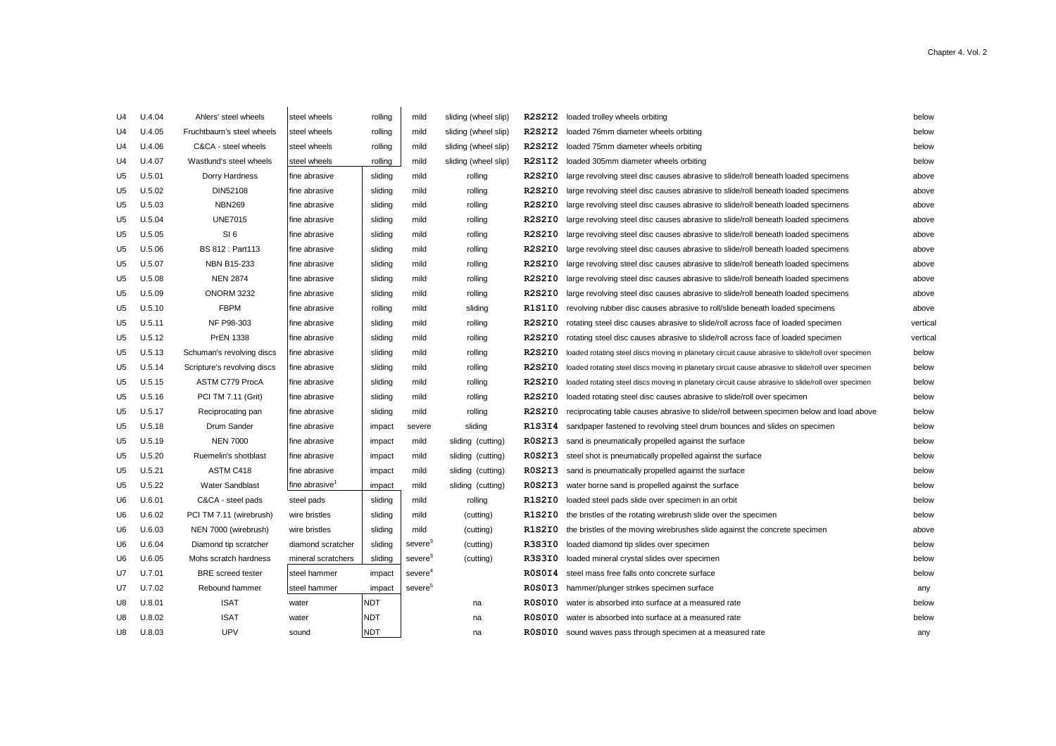| | | | | | | | | | |
|---|---|---|---|---|---|---|---|---|---|
| U4 | U.4.04 | Ahlers' steel wheels | steel wheels | rolling | mild | sliding (wheel slip) | R2S2I2 | loaded trolley wheels orbiting | below |
| U4 | U.4.05 | Fruchtbaum's steel wheels | steel wheels | rolling | mild | sliding (wheel slip) | R2S2I2 | loaded 76mm diameter wheels orbiting | below |
| U4 | U.4.06 | C&CA - steel wheels | steel wheels | rolling | mild | sliding (wheel slip) | R2S2I2 | loaded 75mm diameter wheels orbiting | below |
| U4 | U.4.07 | Wastlund's steel wheels | steel wheels | rolling | mild | sliding (wheel slip) | R2S1I2 | loaded 305mm diameter wheels orbiting | below |
| U5 | U.5.01 | Dorry Hardness | fine abrasive | sliding | mild | rolling | R2S2I0 | large revolving steel disc causes abrasive to slide/roll beneath loaded specimens | above |
| U5 | U.5.02 | DIN52108 | fine abrasive | sliding | mild | rolling | R2S2I0 | large revolving steel disc causes abrasive to slide/roll beneath loaded specimens | above |
| U5 | U.5.03 | NBN269 | fine abrasive | sliding | mild | rolling | R2S2I0 | large revolving steel disc causes abrasive to slide/roll beneath loaded specimens | above |
| U5 | U.5.04 | UNE7015 | fine abrasive | sliding | mild | rolling | R2S2I0 | large revolving steel disc causes abrasive to slide/roll beneath loaded specimens | above |
| U5 | U.5.05 | SI 6 | fine abrasive | sliding | mild | rolling | R2S2I0 | large revolving steel disc causes abrasive to slide/roll beneath loaded specimens | above |
| U5 | U.5.06 | BS 812 : Part113 | fine abrasive | sliding | mild | rolling | R2S2I0 | large revolving steel disc causes abrasive to slide/roll beneath loaded specimens | above |
| U5 | U.5.07 | NBN B15-233 | fine abrasive | sliding | mild | rolling | R2S2I0 | large revolving steel disc causes abrasive to slide/roll beneath loaded specimens | above |
| U5 | U.5.08 | NEN 2874 | fine abrasive | sliding | mild | rolling | R2S2I0 | large revolving steel disc causes abrasive to slide/roll beneath loaded specimens | above |
| U5 | U.5.09 | ONORM 3232 | fine abrasive | sliding | mild | rolling | R2S2I0 | large revolving steel disc causes abrasive to slide/roll beneath loaded specimens | above |
| U5 | U.5.10 | FBPM | fine abrasive | rolling | mild | sliding | R1S1I0 | revolving rubber disc causes abrasive to roll/slide beneath loaded specimens | above |
| U5 | U.5.11 | NF P98-303 | fine abrasive | sliding | mild | rolling | R2S2I0 | rotating steel disc causes abrasive to slide/roll across face of loaded specimen | vertical |
| U5 | U.5.12 | PrEN 1338 | fine abrasive | sliding | mild | rolling | R2S2I0 | rotating steel disc causes abrasive to slide/roll across face of loaded specimen | vertical |
| U5 | U.5.13 | Schuman's revolving discs | fine abrasive | sliding | mild | rolling | R2S2I0 | loaded rotating steel discs moving in planetary circuit cause abrasive to slide/roll over specimen | below |
| U5 | U.5.14 | Scripture's revolving discs | fine abrasive | sliding | mild | rolling | R2S2I0 | loaded rotating steel discs moving in planetary circuit cause abrasive to slide/roll over specimen | below |
| U5 | U.5.15 | ASTM C779 ProcA | fine abrasive | sliding | mild | rolling | R2S2I0 | loaded rotating steel discs moving in planetary circuit cause abrasive to slide/roll over specimen | below |
| U5 | U.5.16 | PCI TM 7.11 (Grit) | fine abrasive | sliding | mild | rolling | R2S2I0 | loaded rotating steel disc causes abrasive to slide/roll over specimen | below |
| U5 | U.5.17 | Reciprocating pan | fine abrasive | sliding | mild | rolling | R2S2I0 | reciprocating table causes abrasive to slide/roll between specimen below and load above | below |
| U5 | U.5.18 | Drum Sander | fine abrasive | impact | severe | sliding | R1S3I4 | sandpaper fastened to revolving steel drum bounces and slides on specimen | below |
| U5 | U.5.19 | NEN 7000 | fine abrasive | impact | mild | sliding (cutting) | R0S2I3 | sand is pneumatically propelled against the surface | below |
| U5 | U.5.20 | Ruemelin's shotblast | fine abrasive | impact | mild | sliding (cutting) | R0S2I3 | steel shot is pneumatically propelled against the surface | below |
| U5 | U.5.21 | ASTM C418 | fine abrasive | impact | mild | sliding (cutting) | R0S2I3 | sand is pneumatically propelled against the surface | below |
| U5 | U.5.22 | Water Sandblast | fine abrasive[1] | impact | mild | sliding (cutting) | R0S2I3 | water borne sand is propelled against the surface | below |
| U6 | U.6.01 | C&CA - steel pads | steel pads | sliding | mild | rolling | R1S2I0 | loaded steel pads slide over specimen in an orbit | below |
| U6 | U.6.02 | PCI TM 7.11 (wirebrush) | wire bristles | sliding | mild | (cutting) | R1S2I0 | the bristles of the rotating wirebrush slide over the specimen | below |
| U6 | U.6.03 | NEN 7000 (wirebrush) | wire bristles | sliding | mild | (cutting) | R1S2I0 | the bristles of the moving wirebrushes slide against the concrete specimen | above |
| U6 | U.6.04 | Diamond tip scratcher | diamond scratcher | sliding | severe[3] | (cutting) | R3S3I0 | loaded diamond tip slides over specimen | below |
| U6 | U.6.05 | Mohs scratch hardness | mineral scratchers | sliding | severe[3] | (cutting) | R3S3I0 | loaded mineral crystal slides over specimen | below |
| U7 | U.7.01 | BRE screed tester | steel hammer | impact | severe[4] | | R0S0I4 | steel mass free falls onto concrete surface | below |
| U7 | U.7.02 | Rebound hammer | steel hammer | impact | severe[5] | | R0S0I3 | hammer/plunger strikes specimen surface | any |
| U8 | U.8.01 | ISAT | water | NDT | | na | R0S0I0 | water is absorbed into surface at a measured rate | below |
| U8 | U.8.02 | ISAT | water | NDT | | na | R0S0I0 | water is absorbed into surface at a measured rate | below |
| U8 | U.8.03 | UPV | sound | NDT | | na | R0S0I0 | sound waves pass through specimen at a measured rate | any |